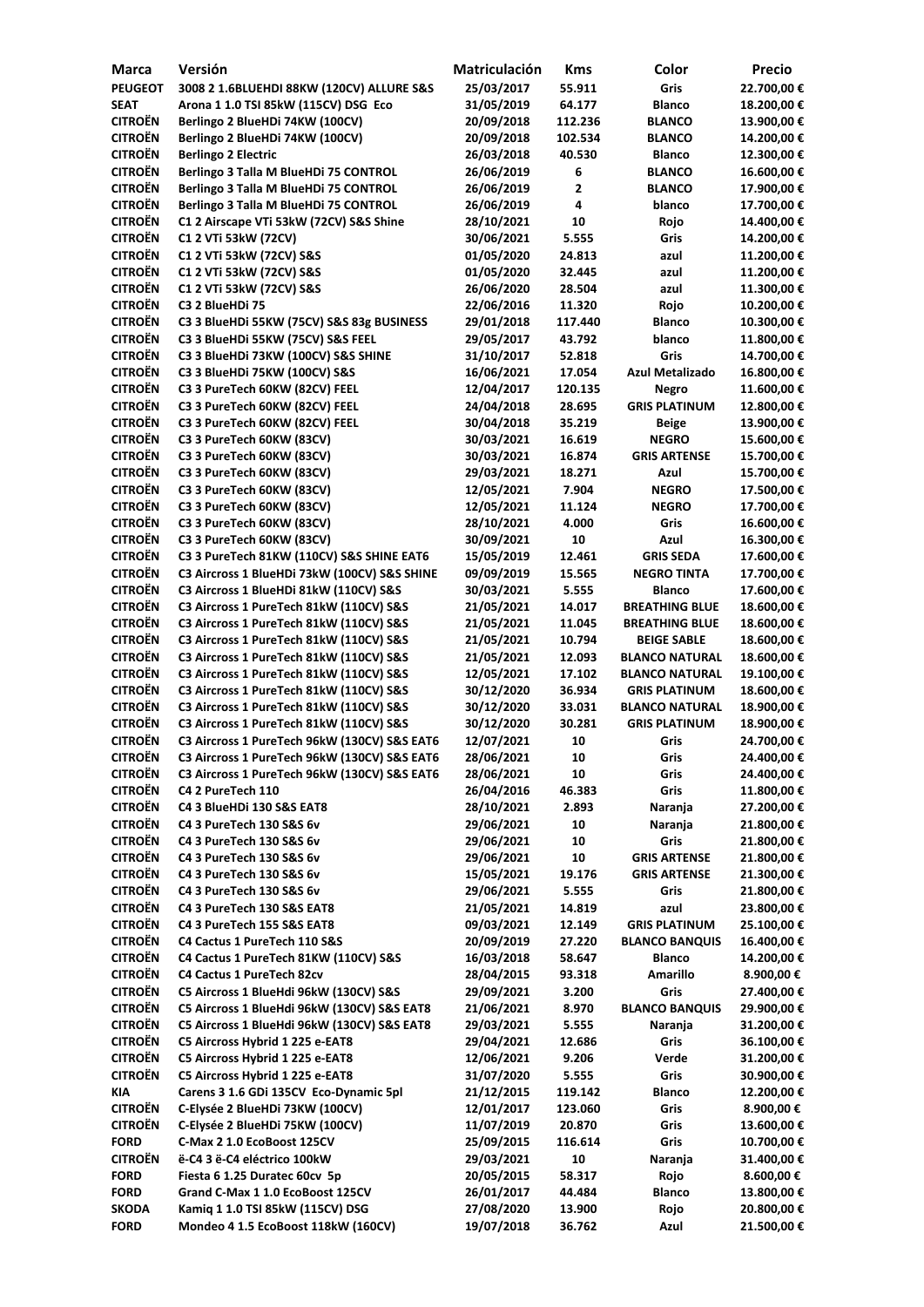| Marca | Versión | Matriculación | Kms | Color | Precio |
|---|---|---|---|---|---|
| PEUGEOT | 3008 2 1.6BLUEHDI 88KW (120CV) ALLURE S&S | 25/03/2017 | 55.911 | Gris | 22.700,00 € |
| SEAT | Arona 1 1.0 TSI 85kW (115CV) DSG Eco | 31/05/2019 | 64.177 | Blanco | 18.200,00 € |
| CITROËN | Berlingo 2 BlueHDi 74KW (100CV) | 20/09/2018 | 112.236 | BLANCO | 13.900,00 € |
| CITROËN | Berlingo 2 BlueHDi 74KW (100CV) | 20/09/2018 | 102.534 | BLANCO | 14.200,00 € |
| CITROËN | Berlingo 2 Electric | 26/03/2018 | 40.530 | Blanco | 12.300,00 € |
| CITROËN | Berlingo 3 Talla M BlueHDi 75 CONTROL | 26/06/2019 | 6 | BLANCO | 16.600,00 € |
| CITROËN | Berlingo 3 Talla M BlueHDi 75 CONTROL | 26/06/2019 | 2 | BLANCO | 17.900,00 € |
| CITROËN | Berlingo 3 Talla M BlueHDi 75 CONTROL | 26/06/2019 | 4 | blanco | 17.700,00 € |
| CITROËN | C1 2 Airscape VTi 53kW (72CV) S&S Shine | 28/10/2021 | 10 | Rojo | 14.400,00 € |
| CITROËN | C1 2 VTi 53kW (72CV) | 30/06/2021 | 5.555 | Gris | 14.200,00 € |
| CITROËN | C1 2 VTi 53kW (72CV) S&S | 01/05/2020 | 24.813 | azul | 11.200,00 € |
| CITROËN | C1 2 VTi 53kW (72CV) S&S | 01/05/2020 | 32.445 | azul | 11.200,00 € |
| CITROËN | C1 2 VTi 53kW (72CV) S&S | 26/06/2020 | 28.504 | azul | 11.300,00 € |
| CITROËN | C3 2 BlueHDi 75 | 22/06/2016 | 11.320 | Rojo | 10.200,00 € |
| CITROËN | C3 3 BlueHDi 55KW (75CV) S&S 83g BUSINESS | 29/01/2018 | 117.440 | Blanco | 10.300,00 € |
| CITROËN | C3 3 BlueHDi 55KW (75CV) S&S FEEL | 29/05/2017 | 43.792 | blanco | 11.800,00 € |
| CITROËN | C3 3 BlueHDi 73KW (100CV) S&S SHINE | 31/10/2017 | 52.818 | Gris | 14.700,00 € |
| CITROËN | C3 3 BlueHDi 75KW (100CV) S&S | 16/06/2021 | 17.054 | Azul Metalizado | 16.800,00 € |
| CITROËN | C3 3 PureTech 60KW (82CV) FEEL | 12/04/2017 | 120.135 | Negro | 11.600,00 € |
| CITROËN | C3 3 PureTech 60KW (82CV) FEEL | 24/04/2018 | 28.695 | GRIS PLATINUM | 12.800,00 € |
| CITROËN | C3 3 PureTech 60KW (82CV) FEEL | 30/04/2018 | 35.219 | Beige | 13.900,00 € |
| CITROËN | C3 3 PureTech 60KW (83CV) | 30/03/2021 | 16.619 | NEGRO | 15.600,00 € |
| CITROËN | C3 3 PureTech 60KW (83CV) | 30/03/2021 | 16.874 | GRIS ARTENSE | 15.700,00 € |
| CITROËN | C3 3 PureTech 60KW (83CV) | 29/03/2021 | 18.271 | Azul | 15.700,00 € |
| CITROËN | C3 3 PureTech 60KW (83CV) | 12/05/2021 | 7.904 | NEGRO | 17.500,00 € |
| CITROËN | C3 3 PureTech 60KW (83CV) | 12/05/2021 | 11.124 | NEGRO | 17.700,00 € |
| CITROËN | C3 3 PureTech 60KW (83CV) | 28/10/2021 | 4.000 | Gris | 16.600,00 € |
| CITROËN | C3 3 PureTech 60KW (83CV) | 30/09/2021 | 10 | Azul | 16.300,00 € |
| CITROËN | C3 3 PureTech 81KW (110CV) S&S SHINE EAT6 | 15/05/2019 | 12.461 | GRIS SEDA | 17.600,00 € |
| CITROËN | C3 Aircross 1 BlueHDi 73kW (100CV) S&S SHINE | 09/09/2019 | 15.565 | NEGRO TINTA | 17.700,00 € |
| CITROËN | C3 Aircross 1 BlueHDi 81kW (110CV) S&S | 30/03/2021 | 5.555 | Blanco | 17.600,00 € |
| CITROËN | C3 Aircross 1 PureTech 81kW (110CV) S&S | 21/05/2021 | 14.017 | BREATHING BLUE | 18.600,00 € |
| CITROËN | C3 Aircross 1 PureTech 81kW (110CV) S&S | 21/05/2021 | 11.045 | BREATHING BLUE | 18.600,00 € |
| CITROËN | C3 Aircross 1 PureTech 81kW (110CV) S&S | 21/05/2021 | 10.794 | BEIGE SABLE | 18.600,00 € |
| CITROËN | C3 Aircross 1 PureTech 81kW (110CV) S&S | 21/05/2021 | 12.093 | BLANCO NATURAL | 18.600,00 € |
| CITROËN | C3 Aircross 1 PureTech 81kW (110CV) S&S | 12/05/2021 | 17.102 | BLANCO NATURAL | 19.100,00 € |
| CITROËN | C3 Aircross 1 PureTech 81kW (110CV) S&S | 30/12/2020 | 36.934 | GRIS PLATINUM | 18.600,00 € |
| CITROËN | C3 Aircross 1 PureTech 81kW (110CV) S&S | 30/12/2020 | 33.031 | BLANCO NATURAL | 18.900,00 € |
| CITROËN | C3 Aircross 1 PureTech 81kW (110CV) S&S | 30/12/2020 | 30.281 | GRIS PLATINUM | 18.900,00 € |
| CITROËN | C3 Aircross 1 PureTech 96kW (130CV) S&S EAT6 | 12/07/2021 | 10 | Gris | 24.700,00 € |
| CITROËN | C3 Aircross 1 PureTech 96kW (130CV) S&S EAT6 | 28/06/2021 | 10 | Gris | 24.400,00 € |
| CITROËN | C3 Aircross 1 PureTech 96kW (130CV) S&S EAT6 | 28/06/2021 | 10 | Gris | 24.400,00 € |
| CITROËN | C4 2 PureTech 110 | 26/04/2016 | 46.383 | Gris | 11.800,00 € |
| CITROËN | C4 3 BlueHDi 130 S&S EAT8 | 28/10/2021 | 2.893 | Naranja | 27.200,00 € |
| CITROËN | C4 3 PureTech 130 S&S 6v | 29/06/2021 | 10 | Naranja | 21.800,00 € |
| CITROËN | C4 3 PureTech 130 S&S 6v | 29/06/2021 | 10 | Gris | 21.800,00 € |
| CITROËN | C4 3 PureTech 130 S&S 6v | 29/06/2021 | 10 | GRIS ARTENSE | 21.800,00 € |
| CITROËN | C4 3 PureTech 130 S&S 6v | 15/05/2021 | 19.176 | GRIS ARTENSE | 21.300,00 € |
| CITROËN | C4 3 PureTech 130 S&S 6v | 29/06/2021 | 5.555 | Gris | 21.800,00 € |
| CITROËN | C4 3 PureTech 130 S&S EAT8 | 21/05/2021 | 14.819 | azul | 23.800,00 € |
| CITROËN | C4 3 PureTech 155 S&S EAT8 | 09/03/2021 | 12.149 | GRIS PLATINUM | 25.100,00 € |
| CITROËN | C4 Cactus 1 PureTech 110 S&S | 20/09/2019 | 27.220 | BLANCO BANQUIS | 16.400,00 € |
| CITROËN | C4 Cactus 1 PureTech 81KW (110CV) S&S | 16/03/2018 | 58.647 | Blanco | 14.200,00 € |
| CITROËN | C4 Cactus 1 PureTech 82cv | 28/04/2015 | 93.318 | Amarillo | 8.900,00 € |
| CITROËN | C5 Aircross 1 BlueHdi 96kW (130CV) S&S | 29/09/2021 | 3.200 | Gris | 27.400,00 € |
| CITROËN | C5 Aircross 1 BlueHdi 96kW (130CV) S&S EAT8 | 21/06/2021 | 8.970 | BLANCO BANQUIS | 29.900,00 € |
| CITROËN | C5 Aircross 1 BlueHdi 96kW (130CV) S&S EAT8 | 29/03/2021 | 5.555 | Naranja | 31.200,00 € |
| CITROËN | C5 Aircross Hybrid 1 225 e-EAT8 | 29/04/2021 | 12.686 | Gris | 36.100,00 € |
| CITROËN | C5 Aircross Hybrid 1 225 e-EAT8 | 12/06/2021 | 9.206 | Verde | 31.200,00 € |
| CITROËN | C5 Aircross Hybrid 1 225 e-EAT8 | 31/07/2020 | 5.555 | Gris | 30.900,00 € |
| KIA | Carens 3 1.6 GDi 135CV Eco-Dynamic 5pl | 21/12/2015 | 119.142 | Blanco | 12.200,00 € |
| CITROËN | C-Elysée 2 BlueHDi 73KW (100CV) | 12/01/2017 | 123.060 | Gris | 8.900,00 € |
| CITROËN | C-Elysée 2 BlueHDi 75KW (100CV) | 11/07/2019 | 20.870 | Gris | 13.600,00 € |
| FORD | C-Max 2 1.0 EcoBoost 125CV | 25/09/2015 | 116.614 | Gris | 10.700,00 € |
| CITROËN | ë-C4 3 ë-C4 eléctrico 100kW | 29/03/2021 | 10 | Naranja | 31.400,00 € |
| FORD | Fiesta 6 1.25 Duratec 60cv 5p | 20/05/2015 | 58.317 | Rojo | 8.600,00 € |
| FORD | Grand C-Max 1 1.0 EcoBoost 125CV | 26/01/2017 | 44.484 | Blanco | 13.800,00 € |
| SKODA | Kamiq 1 1.0 TSI 85kW (115CV) DSG | 27/08/2020 | 13.900 | Rojo | 20.800,00 € |
| FORD | Mondeo 4 1.5 EcoBoost 118kW (160CV) | 19/07/2018 | 36.762 | Azul | 21.500,00 € |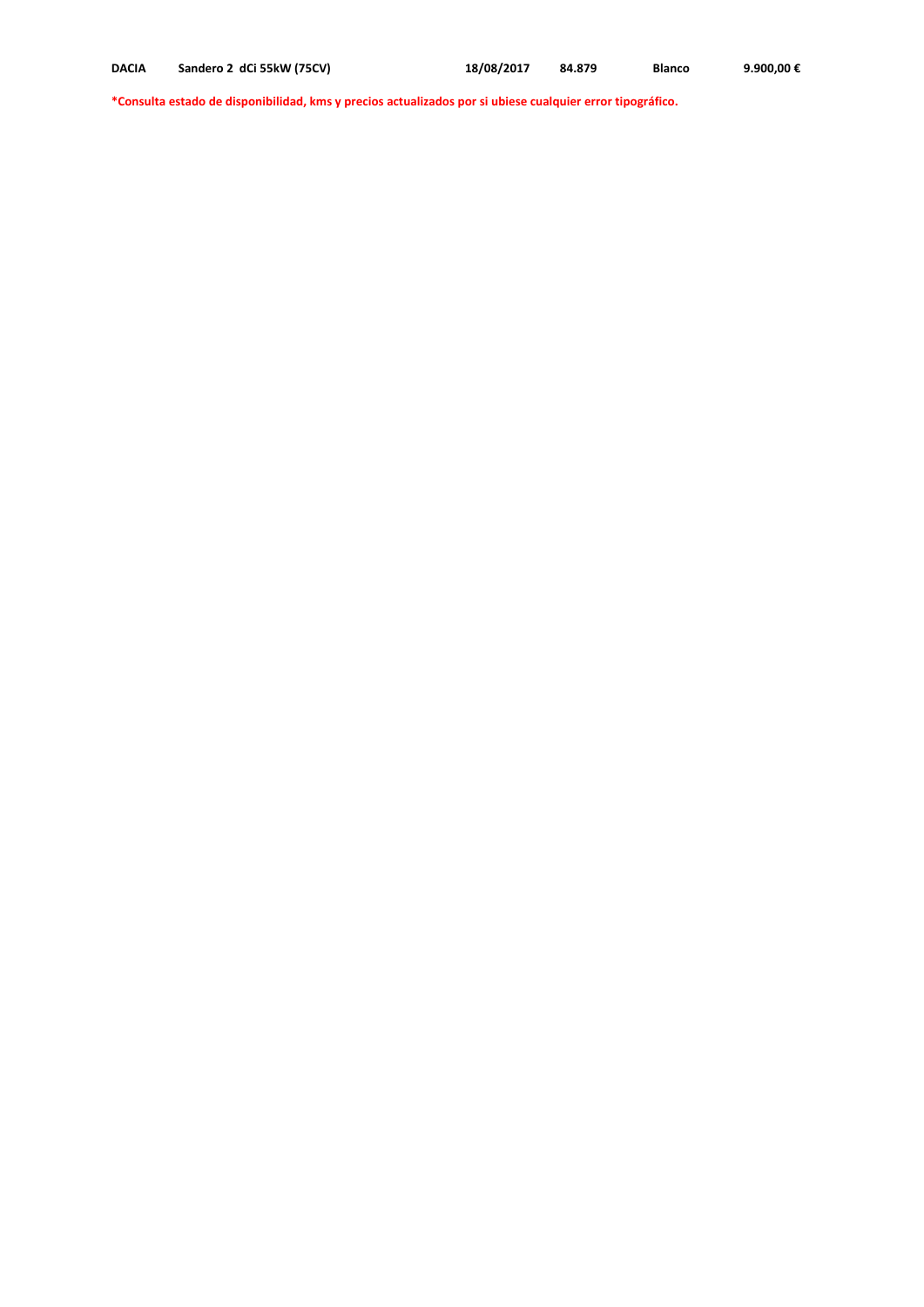| | | | | | |
|---|---|---|---|---|---|
| **DACIA** | **Sandero 2 dCi 55kW (75CV)** | **18/08/2017** | **84.879** | **Blanco** | **9.900,00 €** |

**\*Consulta estado de disponibilidad, kms y precios actualizados por si ubiese cualquier error tipográfico.**